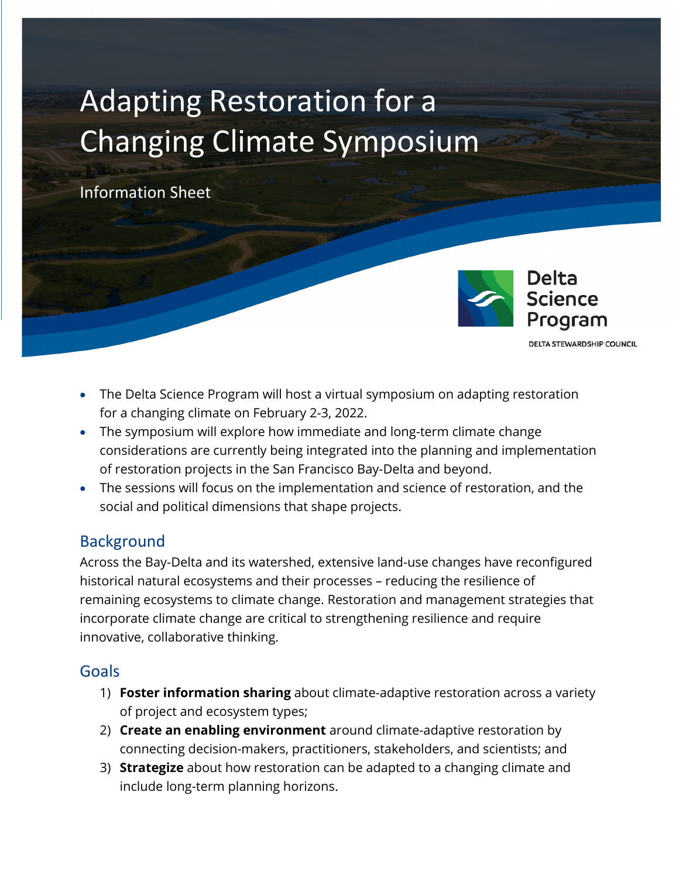# Adapting Restoration for a Changing Climate Symposium

Information Sheet

Delta Science Program

DELTA STEWARDSHIP COUNCIL

- The Delta Science Program will host a virtual symposium on adapting restoration for a changing climate on February 2-3, 2022.
- The symposium will explore how immediate and long-term climate change considerations are currently being integrated into the planning and implementation of restoration projects in the San Francisco Bay-Delta and beyond.
- The sessions will focus on the implementation and science of restoration, and the social and political dimensions that shape projects.

## Background

Across the Bay-Delta and its watershed, extensive land-use changes have reconfigured historical natural ecosystems and their processes – reducing the resilience of remaining ecosystems to climate change. Restoration and management strategies that incorporate climate change are critical to strengthening resilience and require innovative, collaborative thinking.

## Goals

1) **Foster information sharing** about climate-adaptive restoration across a variety of project and ecosystem types;
2) **Create an enabling environment** around climate-adaptive restoration by connecting decision-makers, practitioners, stakeholders, and scientists; and
3) **Strategize** about how restoration can be adapted to a changing climate and include long-term planning horizons.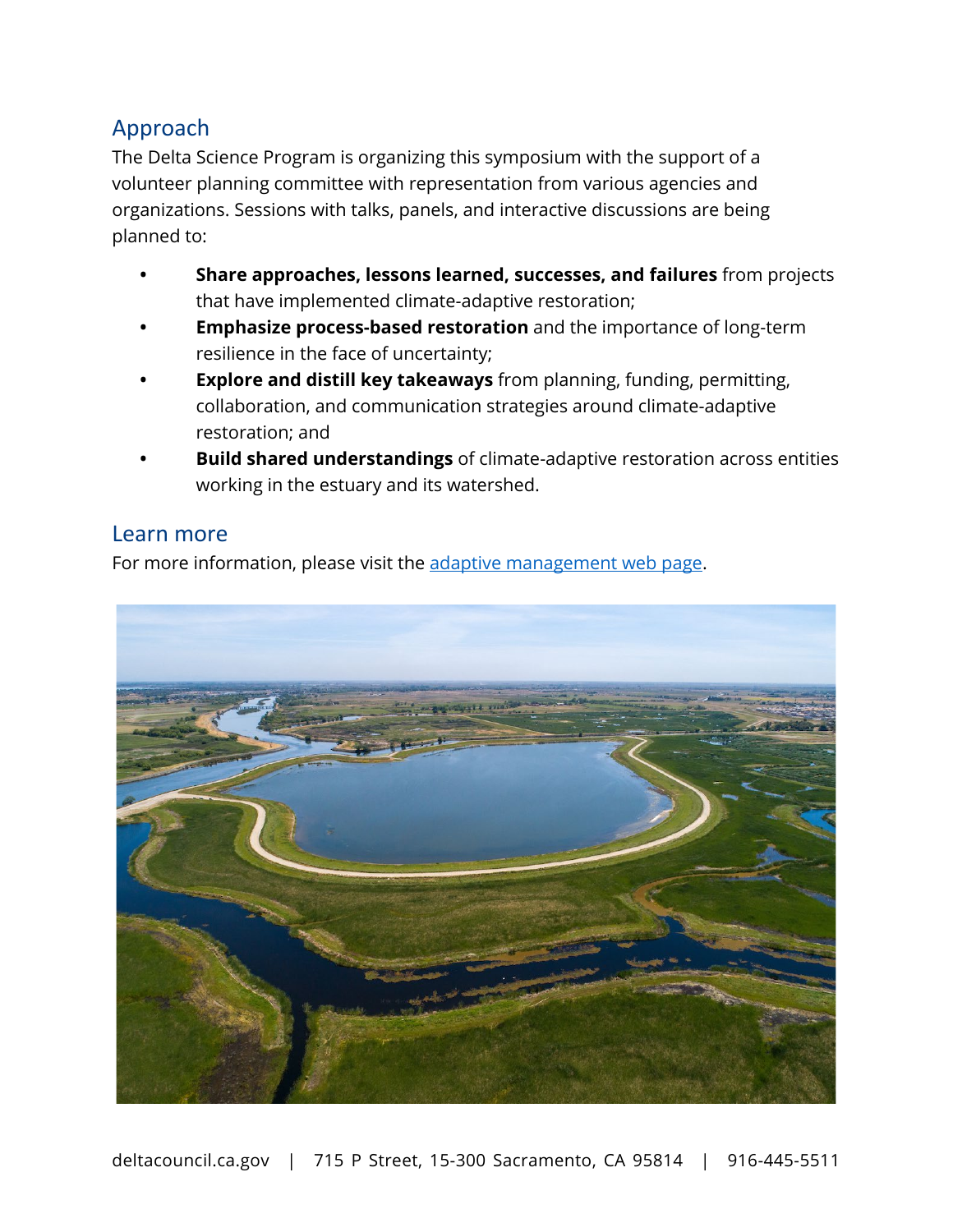## Approach

The Delta Science Program is organizing this symposium with the support of a volunteer planning committee with representation from various agencies and organizations. Sessions with talks, panels, and interactive discussions are being planned to:

- **Share approaches, lessons learned, successes, and failures** from projects that have implemented climate-adaptive restoration;
- **Emphasize process-based restoration** and the importance of long-term resilience in the face of uncertainty;
- **Explore and distill key takeaways** from planning, funding, permitting, collaboration, and communication strategies around climate-adaptive restoration; and
- **Build shared understandings** of climate-adaptive restoration across entities working in the estuary and its watershed.

## Learn more

For more information, please visit the [adaptive management web page](adaptive management web page).

deltacouncil.ca.gov | 715 P Street, 15-300 Sacramento, CA 95814 | 916-445-5511